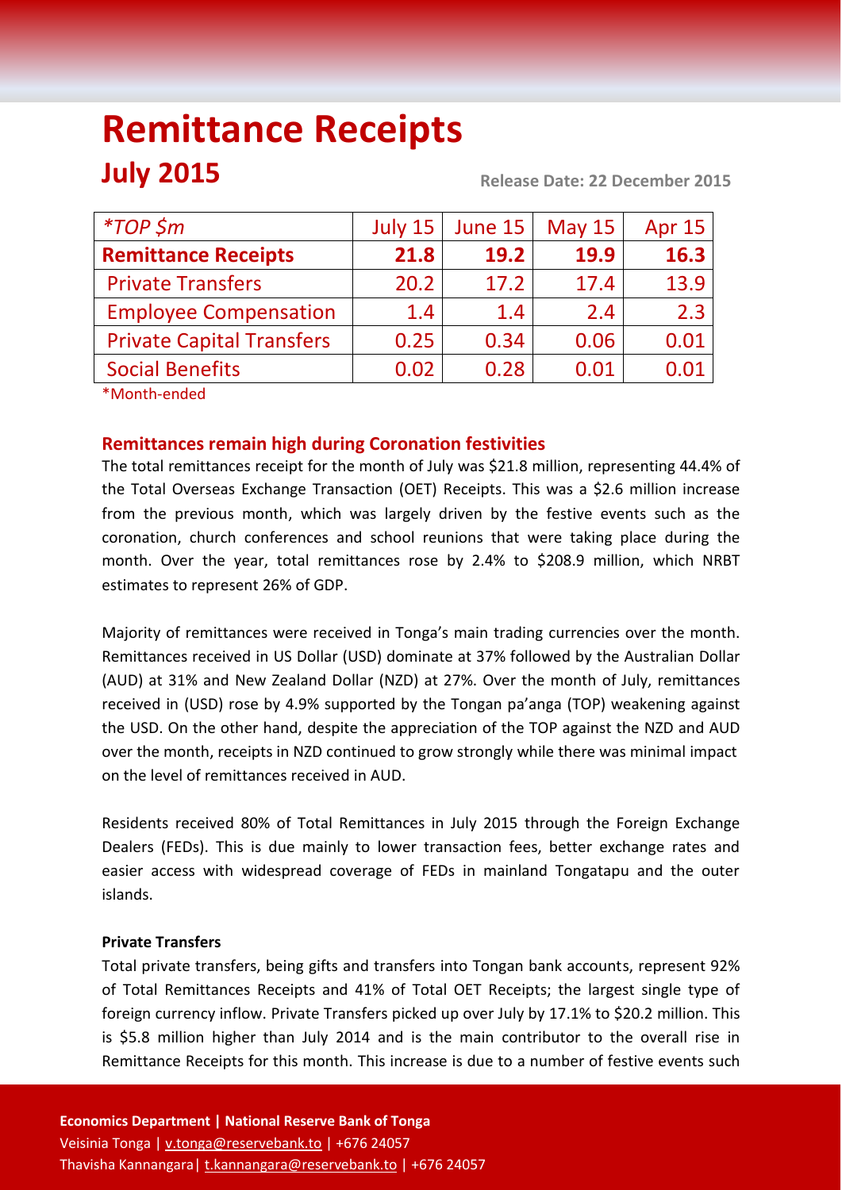# Remittance Receipts

## July 2015

**Release Date: 22 December 2015**

| *TOP $m | July 15 | June 15 | May 15 | Apr 15 |
|---|---|---|---|---|
| **Remittance Receipts** | **21.8** | **19.2** | **19.9** | **16.3** |
| Private Transfers | 20.2 | 17.2 | 17.4 | 13.9 |
| Employee Compensation | 1.4 | 1.4 | 2.4 | 2.3 |
| Private Capital Transfers | 0.25 | 0.34 | 0.06 | 0.01 |
| Social Benefits | 0.02 | 0.28 | 0.01 | 0.01 |

*Month-ended

### Remittances remain high during Coronation festivities

The total remittances receipt for the month of July was $21.8 million, representing 44.4% of the Total Overseas Exchange Transaction (OET) Receipts. This was a $2.6 million increase from the previous month, which was largely driven by the festive events such as the coronation, church conferences and school reunions that were taking place during the month. Over the year, total remittances rose by 2.4% to $208.9 million, which NRBT estimates to represent 26% of GDP.

Majority of remittances were received in Tonga's main trading currencies over the month. Remittances received in US Dollar (USD) dominate at 37% followed by the Australian Dollar (AUD) at 31% and New Zealand Dollar (NZD) at 27%. Over the month of July, remittances received in (USD) rose by 4.9% supported by the Tongan pa'anga (TOP) weakening against the USD. On the other hand, despite the appreciation of the TOP against the NZD and AUD over the month, receipts in NZD continued to grow strongly while there was minimal impact on the level of remittances received in AUD.

Residents received 80% of Total Remittances in July 2015 through the Foreign Exchange Dealers (FEDs). This is due mainly to lower transaction fees, better exchange rates and easier access with widespread coverage of FEDs in mainland Tongatapu and the outer islands.

**Private Transfers**

Total private transfers, being gifts and transfers into Tongan bank accounts, represent 92% of Total Remittances Receipts and 41% of Total OET Receipts; the largest single type of foreign currency inflow. Private Transfers picked up over July by 17.1% to $20.2 million. This is $5.8 million higher than July 2014 and is the main contributor to the overall rise in Remittance Receipts for this month. This increase is due to a number of festive events such

**Economics Department | National Reserve Bank of Tonga**
Veisinia Tonga | v.tonga@reservebank.to | +676 24057
Thavisha Kannangara| t.kannangara@reservebank.to | +676 24057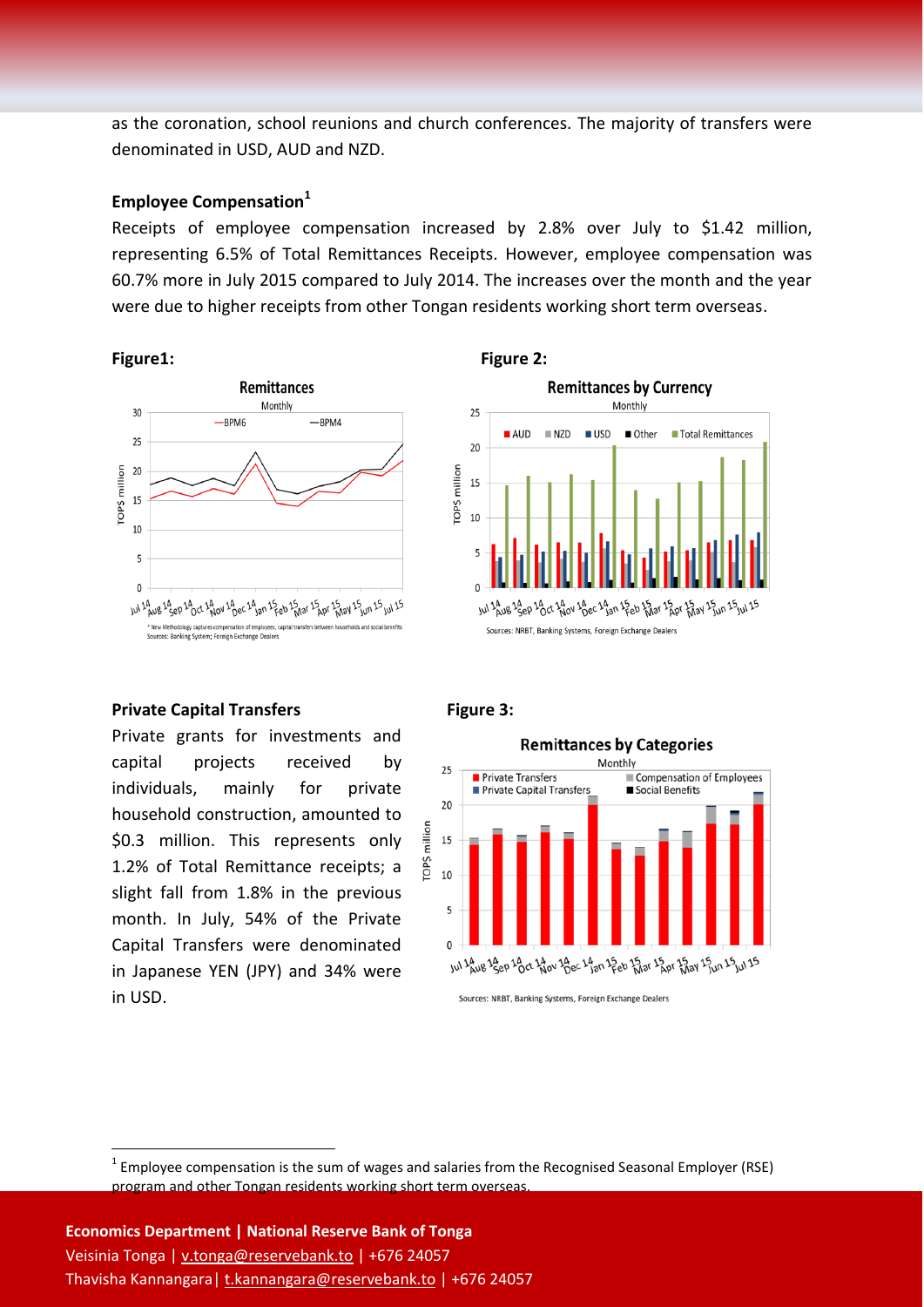as the coronation, school reunions and church conferences. The majority of transfers were denominated in USD, AUD and NZD.

### Employee Compensation[1]

Receipts of employee compensation increased by 2.8% over July to $1.42 million, representing 6.5% of Total Remittances Receipts. However, employee compensation was 60.7% more in July 2015 compared to July 2014. The increases over the month and the year were due to higher receipts from other Tongan residents working short term overseas.

**Figure1:**

**Figure 2:**

### Private Capital Transfers

Private grants for investments and capital projects received by individuals, mainly for private household construction, amounted to $0.3 million. This represents only 1.2% of Total Remittance receipts; a slight fall from 1.8% in the previous month. In July, 54% of the Private Capital Transfers were denominated in Japanese YEN (JPY) and 34% were in USD.

**Figure 3:**

[1] Employee compensation is the sum of wages and salaries from the Recognised Seasonal Employer (RSE) program and other Tongan residents working short term overseas.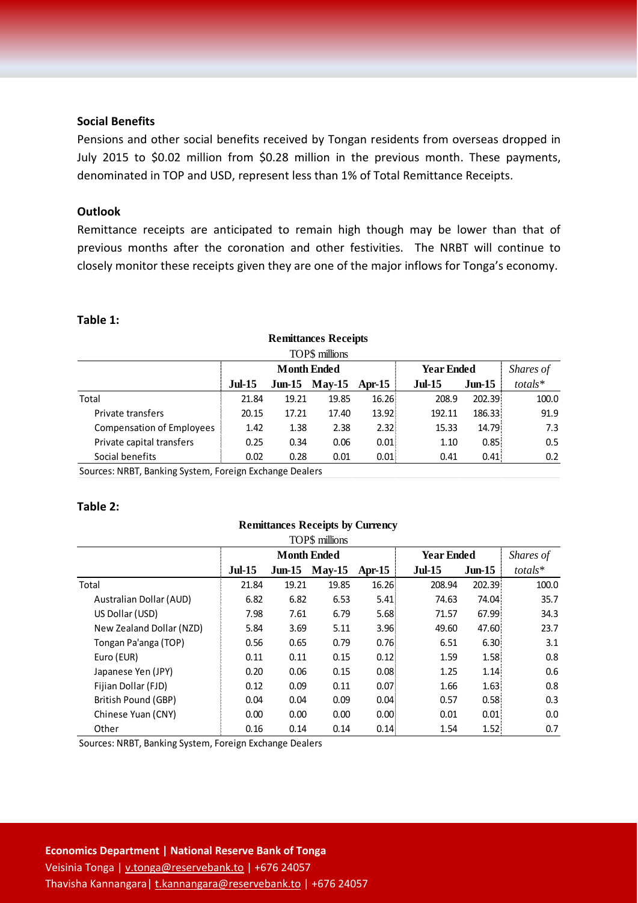**Social Benefits**

Pensions and other social benefits received by Tongan residents from overseas dropped in July 2015 to \$0.02 million from \$0.28 million in the previous month. These payments, denominated in TOP and USD, represent less than 1% of Total Remittance Receipts.

**Outlook**

Remittance receipts are anticipated to remain high though may be lower than that of previous months after the coronation and other festivities. The NRBT will continue to closely monitor these receipts given they are one of the major inflows for Tonga's economy.

**Table 1:**

**Remittances Receipts**

TOP$ millions

| | Month Ended | | | | Year Ended | | *Shares of* |
|---|---|---|---|---|---|---|---|
| | **Jul-15** | **Jun-15** | **May-15** | **Apr-15** | **Jul-15** | **Jun-15** | *totals** |
| Total | 21.84 | 19.21 | 19.85 | 16.26 | 208.9 | 202.39 | 100.0 |
| Private transfers | 20.15 | 17.21 | 17.40 | 13.92 | 192.11 | 186.33 | 91.9 |
| Compensation of Employees | 1.42 | 1.38 | 2.38 | 2.32 | 15.33 | 14.79 | 7.3 |
| Private capital transfers | 0.25 | 0.34 | 0.06 | 0.01 | 1.10 | 0.85 | 0.5 |
| Social benefits | 0.02 | 0.28 | 0.01 | 0.01 | 0.41 | 0.41 | 0.2 |

Sources: NRBT, Banking System, Foreign Exchange Dealers

**Table 2:**

**Remittances Receipts by Currency**

TOP$ millions

| | Month Ended | | | | Year Ended | | *Shares of* |
|---|---|---|---|---|---|---|---|
| | **Jul-15** | **Jun-15** | **May-15** | **Apr-15** | **Jul-15** | **Jun-15** | *totals** |
| Total | 21.84 | 19.21 | 19.85 | 16.26 | 208.94 | 202.39 | 100.0 |
| Australian Dollar (AUD) | 6.82 | 6.82 | 6.53 | 5.41 | 74.63 | 74.04 | 35.7 |
| US Dollar (USD) | 7.98 | 7.61 | 6.79 | 5.68 | 71.57 | 67.99 | 34.3 |
| New Zealand Dollar (NZD) | 5.84 | 3.69 | 5.11 | 3.96 | 49.60 | 47.60 | 23.7 |
| Tongan Pa'anga (TOP) | 0.56 | 0.65 | 0.79 | 0.76 | 6.51 | 6.30 | 3.1 |
| Euro (EUR) | 0.11 | 0.11 | 0.15 | 0.12 | 1.59 | 1.58 | 0.8 |
| Japanese Yen (JPY) | 0.20 | 0.06 | 0.15 | 0.08 | 1.25 | 1.14 | 0.6 |
| Fijian Dollar (FJD) | 0.12 | 0.09 | 0.11 | 0.07 | 1.66 | 1.63 | 0.8 |
| British Pound (GBP) | 0.04 | 0.04 | 0.09 | 0.04 | 0.57 | 0.58 | 0.3 |
| Chinese Yuan (CNY) | 0.00 | 0.00 | 0.00 | 0.00 | 0.01 | 0.01 | 0.0 |
| Other | 0.16 | 0.14 | 0.14 | 0.14 | 1.54 | 1.52 | 0.7 |

Sources: NRBT, Banking System, Foreign Exchange Dealers

**Economics Department | National Reserve Bank of Tonga**

Veisinia Tonga | v.tonga@reservebank.to | +676 24057

Thavisha Kannangara | t.kannangara@reservebank.to | +676 24057